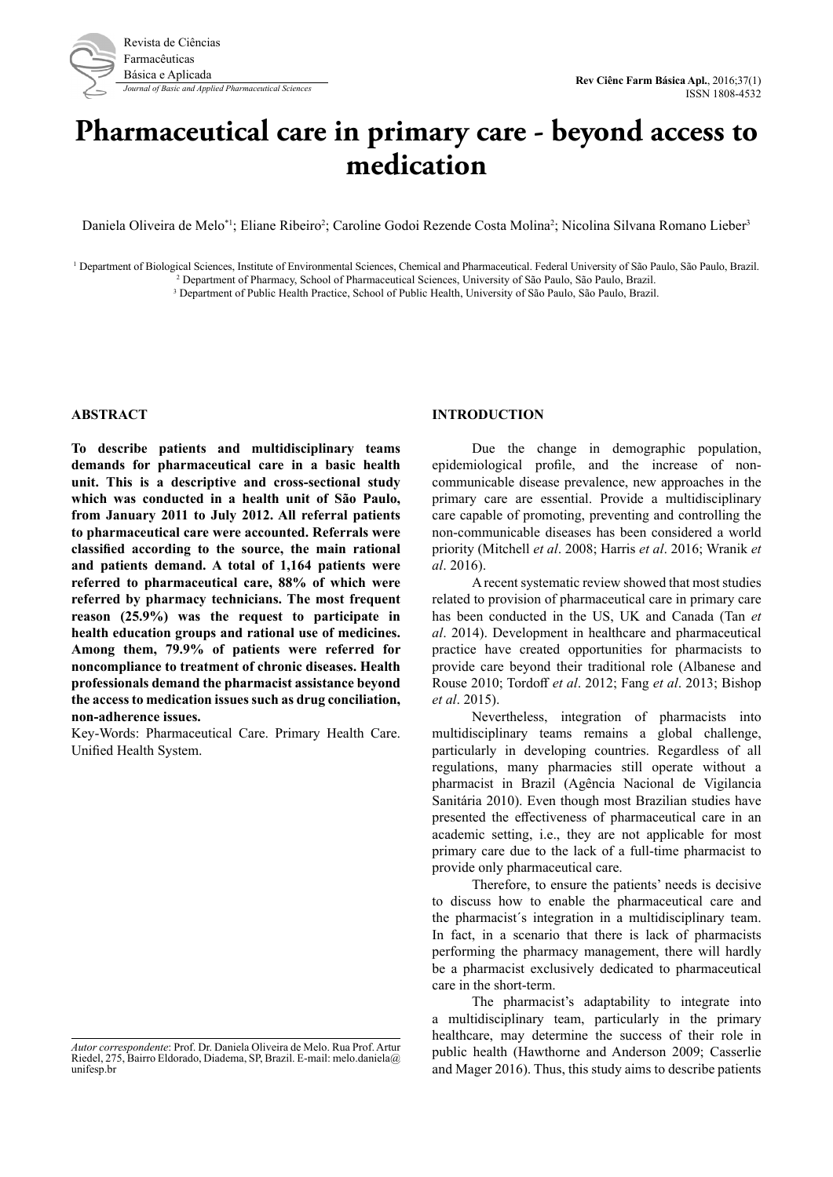# Pharmaceutical care in primary care - beyond access to medication

Daniela Oliveira de Melo*[1]; Eliane Ribeiro[2]; Caroline Godoi Rezende Costa Molina[2]; Nicolina Silvana Romano Lieber[3]

[1] Department of Biological Sciences, Institute of Environmental Sciences, Chemical and Pharmaceutical. Federal University of São Paulo, São Paulo, Brazil.
[2] Department of Pharmacy, School of Pharmaceutical Sciences, University of São Paulo, São Paulo, Brazil.
[3] Department of Public Health Practice, School of Public Health, University of São Paulo, São Paulo, Brazil.

## ABSTRACT

**To describe patients and multidisciplinary teams demands for pharmaceutical care in a basic health unit. This is a descriptive and cross-sectional study which was conducted in a health unit of São Paulo, from January 2011 to July 2012. All referral patients to pharmaceutical care were accounted. Referrals were classified according to the source, the main rational and patients demand. A total of 1,164 patients were referred to pharmaceutical care, 88% of which were referred by pharmacy technicians. The most frequent reason (25.9%) was the request to participate in health education groups and rational use of medicines. Among them, 79.9% of patients were referred for noncompliance to treatment of chronic diseases. Health professionals demand the pharmacist assistance beyond the access to medication issues such as drug conciliation, non-adherence issues.**

Key-Words: Pharmaceutical Care. Primary Health Care. Unified Health System.

*Autor correspondente*: Prof. Dr. Daniela Oliveira de Melo. Rua Prof. Artur Riedel, 275, Bairro Eldorado, Diadema, SP, Brazil. E-mail: melo.daniela@unifesp.br

## INTRODUCTION

Due the change in demographic population, epidemiological profile, and the increase of non-communicable disease prevalence, new approaches in the primary care are essential. Provide a multidisciplinary care capable of promoting, preventing and controlling the non-communicable diseases has been considered a world priority (Mitchell *et al*. 2008; Harris *et al*. 2016; Wranik *et al*. 2016).

A recent systematic review showed that most studies related to provision of pharmaceutical care in primary care has been conducted in the US, UK and Canada (Tan *et al*. 2014). Development in healthcare and pharmaceutical practice have created opportunities for pharmacists to provide care beyond their traditional role (Albanese and Rouse 2010; Tordoff *et al*. 2012; Fang *et al*. 2013; Bishop *et al*. 2015).

Nevertheless, integration of pharmacists into multidisciplinary teams remains a global challenge, particularly in developing countries. Regardless of all regulations, many pharmacies still operate without a pharmacist in Brazil (Agência Nacional de Vigilancia Sanitária 2010). Even though most Brazilian studies have presented the effectiveness of pharmaceutical care in an academic setting, i.e., they are not applicable for most primary care due to the lack of a full-time pharmacist to provide only pharmaceutical care.

Therefore, to ensure the patients' needs is decisive to discuss how to enable the pharmaceutical care and the pharmacist´s integration in a multidisciplinary team. In fact, in a scenario that there is lack of pharmacists performing the pharmacy management, there will hardly be a pharmacist exclusively dedicated to pharmaceutical care in the short-term.

The pharmacist's adaptability to integrate into a multidisciplinary team, particularly in the primary healthcare, may determine the success of their role in public health (Hawthorne and Anderson 2009; Casserlie and Mager 2016). Thus, this study aims to describe patients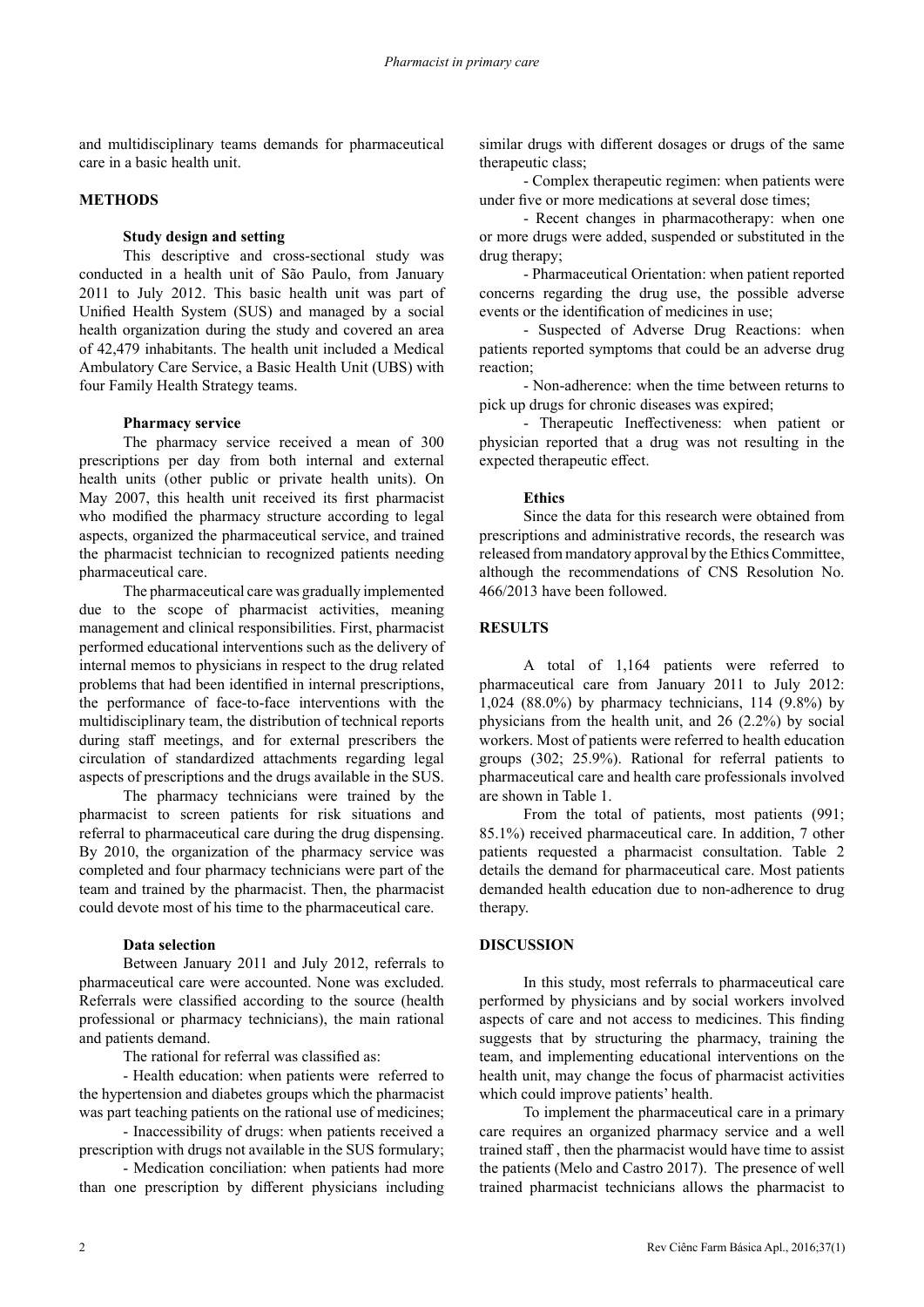and multidisciplinary teams demands for pharmaceutical care in a basic health unit.

## METHODS

### Study design and setting

This descriptive and cross-sectional study was conducted in a health unit of São Paulo, from January 2011 to July 2012. This basic health unit was part of Unified Health System (SUS) and managed by a social health organization during the study and covered an area of 42,479 inhabitants. The health unit included a Medical Ambulatory Care Service, a Basic Health Unit (UBS) with four Family Health Strategy teams.

### Pharmacy service

The pharmacy service received a mean of 300 prescriptions per day from both internal and external health units (other public or private health units). On May 2007, this health unit received its first pharmacist who modified the pharmacy structure according to legal aspects, organized the pharmaceutical service, and trained the pharmacist technician to recognized patients needing pharmaceutical care.

The pharmaceutical care was gradually implemented due to the scope of pharmacist activities, meaning management and clinical responsibilities. First, pharmacist performed educational interventions such as the delivery of internal memos to physicians in respect to the drug related problems that had been identified in internal prescriptions, the performance of face-to-face interventions with the multidisciplinary team, the distribution of technical reports during staff meetings, and for external prescribers the circulation of standardized attachments regarding legal aspects of prescriptions and the drugs available in the SUS.

The pharmacy technicians were trained by the pharmacist to screen patients for risk situations and referral to pharmaceutical care during the drug dispensing. By 2010, the organization of the pharmacy service was completed and four pharmacy technicians were part of the team and trained by the pharmacist. Then, the pharmacist could devote most of his time to the pharmaceutical care.

### Data selection

Between January 2011 and July 2012, referrals to pharmaceutical care were accounted. None was excluded. Referrals were classified according to the source (health professional or pharmacy technicians), the main rational and patients demand.

The rational for referral was classified as:

- Health education: when patients were referred to the hypertension and diabetes groups which the pharmacist was part teaching patients on the rational use of medicines;
- Inaccessibility of drugs: when patients received a prescription with drugs not available in the SUS formulary;
- Medication conciliation: when patients had more than one prescription by different physicians including similar drugs with different dosages or drugs of the same therapeutic class;
- Complex therapeutic regimen: when patients were under five or more medications at several dose times;
- Recent changes in pharmacotherapy: when one or more drugs were added, suspended or substituted in the drug therapy;
- Pharmaceutical Orientation: when patient reported concerns regarding the drug use, the possible adverse events or the identification of medicines in use;
- Suspected of Adverse Drug Reactions: when patients reported symptoms that could be an adverse drug reaction;
- Non-adherence: when the time between returns to pick up drugs for chronic diseases was expired;
- Therapeutic Ineffectiveness: when patient or physician reported that a drug was not resulting in the expected therapeutic effect.

### Ethics

Since the data for this research were obtained from prescriptions and administrative records, the research was released from mandatory approval by the Ethics Committee, although the recommendations of CNS Resolution No. 466/2013 have been followed.

## RESULTS

A total of 1,164 patients were referred to pharmaceutical care from January 2011 to July 2012: 1,024 (88.0%) by pharmacy technicians, 114 (9.8%) by physicians from the health unit, and 26 (2.2%) by social workers. Most of patients were referred to health education groups (302; 25.9%). Rational for referral patients to pharmaceutical care and health care professionals involved are shown in Table 1.

From the total of patients, most patients (991; 85.1%) received pharmaceutical care. In addition, 7 other patients requested a pharmacist consultation. Table 2 details the demand for pharmaceutical care. Most patients demanded health education due to non-adherence to drug therapy.

## DISCUSSION

In this study, most referrals to pharmaceutical care performed by physicians and by social workers involved aspects of care and not access to medicines. This finding suggests that by structuring the pharmacy, training the team, and implementing educational interventions on the health unit, may change the focus of pharmacist activities which could improve patients' health.

To implement the pharmaceutical care in a primary care requires an organized pharmacy service and a well trained staff , then the pharmacist would have time to assist the patients (Melo and Castro 2017). The presence of well trained pharmacist technicians allows the pharmacist to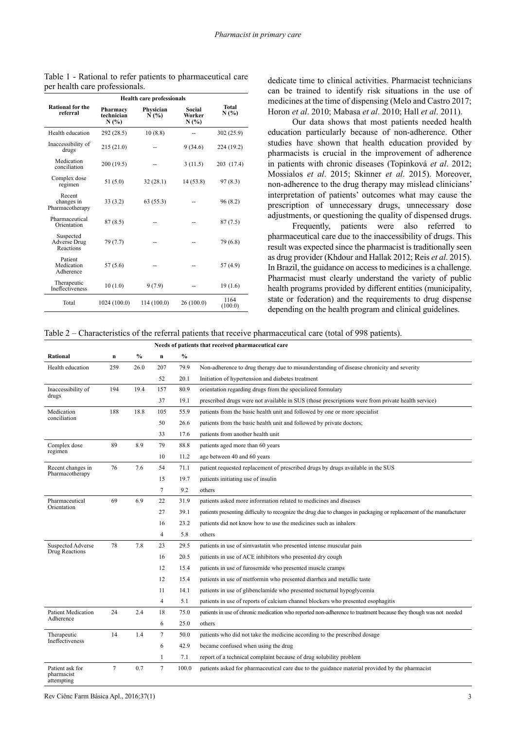Table 1 - Rational to refer patients to pharmaceutical care per health care professionals.

| Rational for the referral | Health care professionals | | | |
|---|---|---|---|---|
| | Pharmacy technician N (%) | Physician N (%) | Social Worker N (%) | Total N (%) |
| Health education | 292 (28.5) | 10 (8.8) | -- | 302 (25.9) |
| Inaccessibility of drugs | 215 (21.0) | -- | 9 (34.6) | 224 (19.2) |
| Medication conciliation | 200 (19.5) | -- | 3 (11.5) | 203 (17.4) |
| Complex dose regimen | 51 (5.0) | 32 (28.1) | 14 (53.8) | 97 (8.3) |
| Recent changes in Pharmacotherapy | 33 (3.2) | 63 (55.3) | -- | 96 (8.2) |
| Pharmaceutical Orientation | 87 (8.5) | -- | -- | 87 (7.5) |
| Suspected Adverse Drug Reactions | 79 (7.7) | -- | -- | 79 (6.8) |
| Patient Medication Adherence | 57 (5.6) | -- | -- | 57 (4.9) |
| Therapeutic Ineffectiveness | 10 (1.0) | 9 (7.9) | -- | 19 (1.6) |
| Total | 1024 (100.0) | 114 (100.0) | 26 (100.0) | 1164 (100.0) |

dedicate time to clinical activities. Pharmacist technicians can be trained to identify risk situations in the use of medicines at the time of dispensing (Melo and Castro 2017; Horon *et al*. 2010; Mabasa *et al*. 2010; Hall *et al*. 2011).

Our data shows that most patients needed health education particularly because of non-adherence. Other studies have shown that health education provided by pharmacists is crucial in the improvement of adherence in patients with chronic diseases (Topinková *et al*. 2012; Mossialos *et al*. 2015; Skinner *et al*. 2015). Moreover, non-adherence to the drug therapy may mislead clinicians' interpretation of patients' outcomes what may cause the prescription of unnecessary drugs, unnecessary dose adjustments, or questioning the quality of dispensed drugs.

Frequently, patients were also referred to pharmaceutical care due to the inaccessibility of drugs. This result was expected since the pharmacist is traditionally seen as drug provider (Khdour and Hallak 2012; Reis *et al*. 2015). In Brazil, the guidance on access to medicines is a challenge. Pharmacist must clearly understand the variety of public health programs provided by different entities (municipality, state or federation) and the requirements to drug dispense depending on the health program and clinical guidelines.

Table 2 – Characteristics of the referral patients that receive pharmaceutical care (total of 998 patients).

| Needs of patients that received pharmaceutical care | | | | | |
|---|---|---|---|---|---|
| **Rational** | **n** | **%** | **n** | **%** | |
| Health education | 259 | 26.0 | 207 | 79.9 | Non-adherence to drug therapy due to misunderstanding of disease chronicity and severity |
| | | | 52 | 20.1 | Initiation of hypertension and diabetes treatment |
| Inaccessibility of drugs | 194 | 19.4 | 157 | 80.9 | orientation regarding drugs from the specialized formulary |
| | | | 37 | 19.1 | prescribed drugs were not available in SUS (those prescriptions were from private health service) |
| Medication conciliation | 188 | 18.8 | 105 | 55.9 | patients from the basic health unit and followed by one or more specialist |
| | | | 50 | 26.6 | patients from the basic health unit and followed by private doctors; |
| | | | 33 | 17.6 | patients from another health unit |
| Complex dose regimen | 89 | 8.9 | 79 | 88.8 | patients aged more than 60 years |
| | | | 10 | 11.2 | age between 40 and 60 years |
| Recent changes in Pharmacotherapy | 76 | 7.6 | 54 | 71.1 | patient requested replacement of prescribed drugs by drugs available in the SUS |
| | | | 15 | 19.7 | patients initiating use of insulin |
| | | | 7 | 9.2 | others |
| Pharmaceutical Orientation | 69 | 6.9 | 22 | 31.9 | patients asked more information related to medicines and diseases |
| | | | 27 | 39.1 | patients presenting difficulty to recognize the drug due to changes in packaging or replacement of the manufacturer |
| | | | 16 | 23.2 | patients did not know how to use the medicines such as inhalers |
| | | | 4 | 5.8 | others |
| Suspected Adverse Drug Reactions | 78 | 7.8 | 23 | 29.5 | patients in use of simvastatin who presented intense muscular pain |
| | | | 16 | 20.5 | patients in use of ACE inhibitors who presented dry cough |
| | | | 12 | 15.4 | patients in use of furosemide who presented muscle cramps |
| | | | 12 | 15.4 | patients in use of metformin who presented diarrhea and metallic taste |
| | | | 11 | 14.1 | patients in use of glibenclamide who presented nocturnal hypoglycemia |
| | | | 4 | 5.1 | patients in use of reports of calcium channel blockers who presented esophagitis |
| Patient Medication Adherence | 24 | 2.4 | 18 | 75.0 | patients in use of chronic medication who reported non-adherence to treatment because they though was not needed |
| | | | 6 | 25.0 | others |
| Therapeutic Ineffectiveness | 14 | 1.4 | 7 | 50.0 | patients who did not take the medicine according to the prescribed dosage |
| | | | 6 | 42.9 | became confused when using the drug |
| | | | 1 | 7.1 | report of a technical complaint because of drug solubility problem |
| Patient ask for pharmacist attempting | 7 | 0.7 | 7 | 100.0 | patients asked for pharmaceutical care due to the guidance material provided by the pharmacist |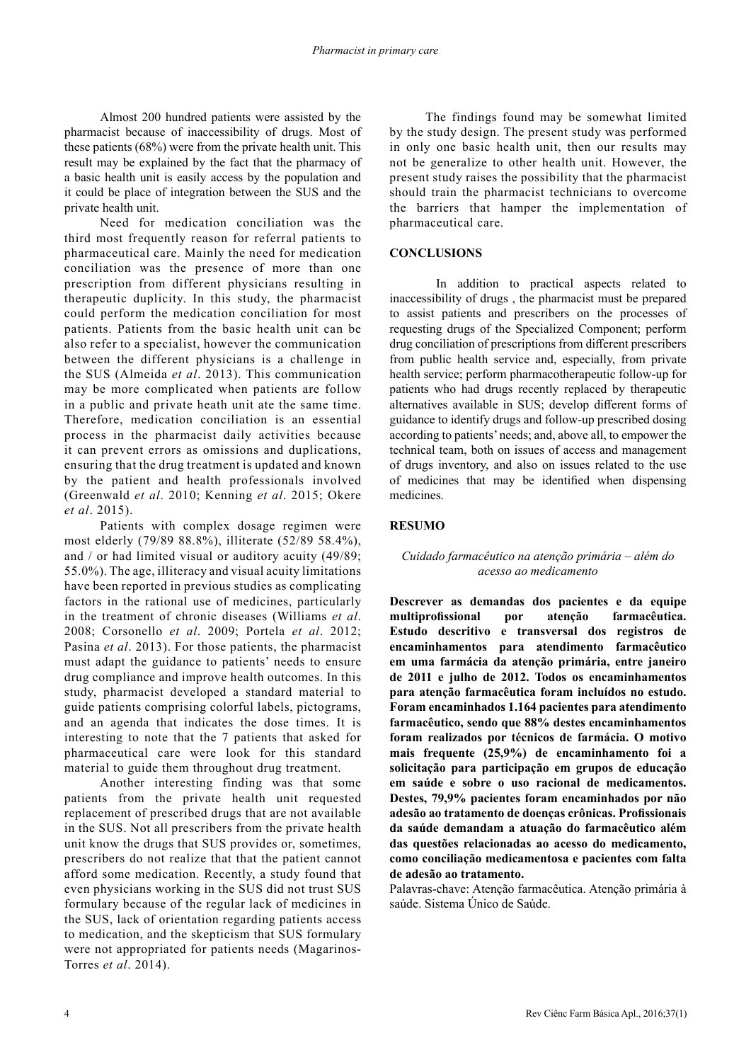Almost 200 hundred patients were assisted by the pharmacist because of inaccessibility of drugs. Most of these patients (68%) were from the private health unit. This result may be explained by the fact that the pharmacy of a basic health unit is easily access by the population and it could be place of integration between the SUS and the private health unit.

Need for medication conciliation was the third most frequently reason for referral patients to pharmaceutical care. Mainly the need for medication conciliation was the presence of more than one prescription from different physicians resulting in therapeutic duplicity. In this study, the pharmacist could perform the medication conciliation for most patients. Patients from the basic health unit can be also refer to a specialist, however the communication between the different physicians is a challenge in the SUS (Almeida *et al*. 2013). This communication may be more complicated when patients are follow in a public and private heath unit ate the same time. Therefore, medication conciliation is an essential process in the pharmacist daily activities because it can prevent errors as omissions and duplications, ensuring that the drug treatment is updated and known by the patient and health professionals involved (Greenwald *et al*. 2010; Kenning *et al*. 2015; Okere *et al*. 2015).

Patients with complex dosage regimen were most elderly (79/89 88.8%), illiterate (52/89 58.4%), and / or had limited visual or auditory acuity (49/89; 55.0%). The age, illiteracy and visual acuity limitations have been reported in previous studies as complicating factors in the rational use of medicines, particularly in the treatment of chronic diseases (Williams *et al*. 2008; Corsonello *et al*. 2009; Portela *et al*. 2012; Pasina *et al*. 2013). For those patients, the pharmacist must adapt the guidance to patients' needs to ensure drug compliance and improve health outcomes. In this study, pharmacist developed a standard material to guide patients comprising colorful labels, pictograms, and an agenda that indicates the dose times. It is interesting to note that the 7 patients that asked for pharmaceutical care were look for this standard material to guide them throughout drug treatment.

Another interesting finding was that some patients from the private health unit requested replacement of prescribed drugs that are not available in the SUS. Not all prescribers from the private health unit know the drugs that SUS provides or, sometimes, prescribers do not realize that that the patient cannot afford some medication. Recently, a study found that even physicians working in the SUS did not trust SUS formulary because of the regular lack of medicines in the SUS, lack of orientation regarding patients access to medication, and the skepticism that SUS formulary were not appropriated for patients needs (Magarinos-Torres *et al*. 2014).

The findings found may be somewhat limited by the study design. The present study was performed in only one basic health unit, then our results may not be generalize to other health unit. However, the present study raises the possibility that the pharmacist should train the pharmacist technicians to overcome the barriers that hamper the implementation of pharmaceutical care.

## CONCLUSIONS

In addition to practical aspects related to inaccessibility of drugs , the pharmacist must be prepared to assist patients and prescribers on the processes of requesting drugs of the Specialized Component; perform drug conciliation of prescriptions from different prescribers from public health service and, especially, from private health service; perform pharmacotherapeutic follow-up for patients who had drugs recently replaced by therapeutic alternatives available in SUS; develop different forms of guidance to identify drugs and follow-up prescribed dosing according to patients' needs; and, above all, to empower the technical team, both on issues of access and management of drugs inventory, and also on issues related to the use of medicines that may be identified when dispensing medicines.

## RESUMO

*Cuidado farmacêutico na atenção primária – além do acesso ao medicamento*

**Descrever as demandas dos pacientes e da equipe multiprofissional por atenção farmacêutica. Estudo descritivo e transversal dos registros de encaminhamentos para atendimento farmacêutico em uma farmácia da atenção primária, entre janeiro de 2011 e julho de 2012. Todos os encaminhamentos para atenção farmacêutica foram incluídos no estudo. Foram encaminhados 1.164 pacientes para atendimento farmacêutico, sendo que 88% destes encaminhamentos foram realizados por técnicos de farmácia. O motivo mais frequente (25,9%) de encaminhamento foi a solicitação para participação em grupos de educação em saúde e sobre o uso racional de medicamentos. Destes, 79,9% pacientes foram encaminhados por não adesão ao tratamento de doenças crônicas. Profissionais da saúde demandam a atuação do farmacêutico além das questões relacionadas ao acesso do medicamento, como conciliação medicamentosa e pacientes com falta de adesão ao tratamento.**

Palavras-chave: Atenção farmacêutica. Atenção primária à saúde. Sistema Único de Saúde.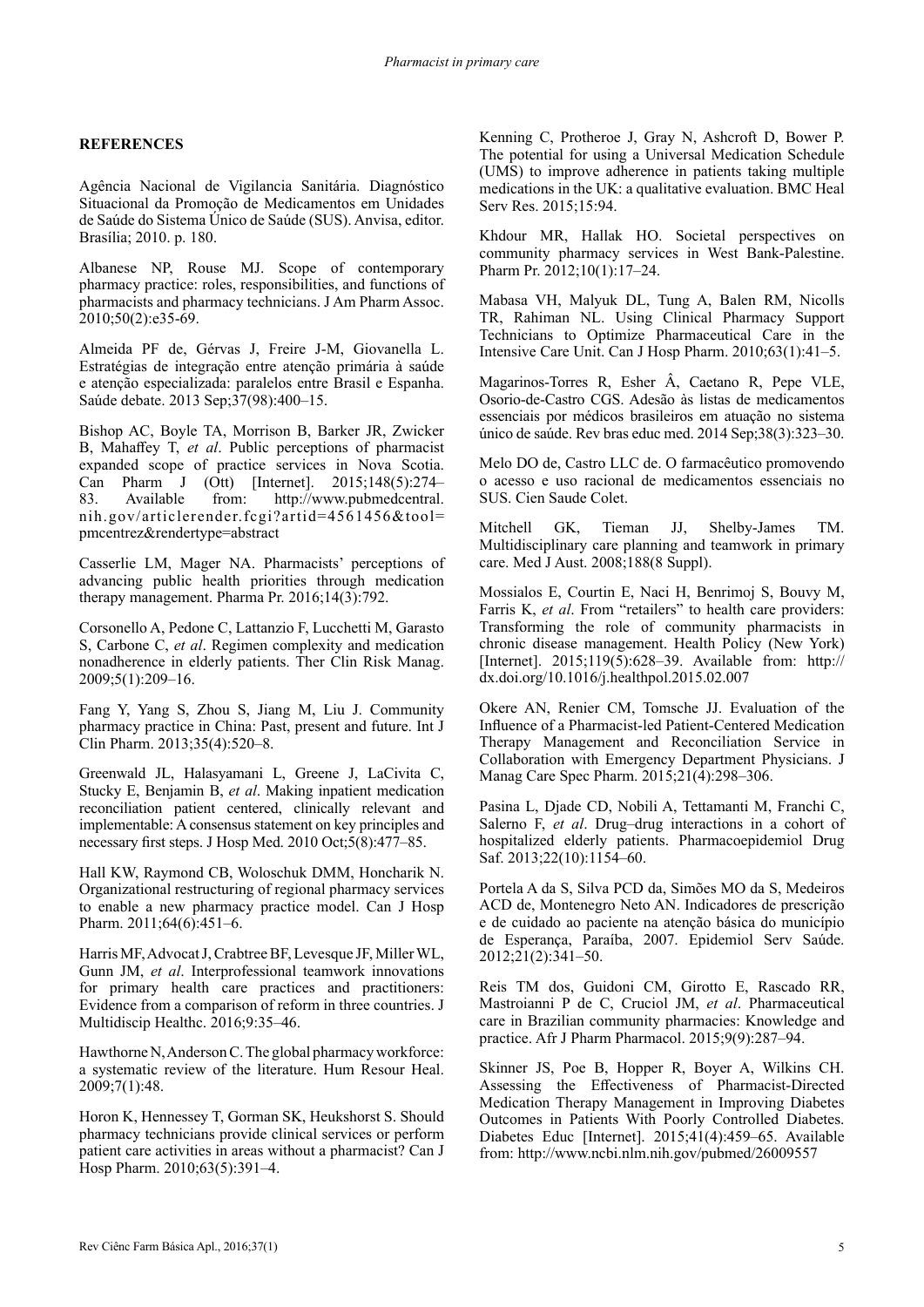## REFERENCES

Agência Nacional de Vigilancia Sanitária. Diagnóstico Situacional da Promoção de Medicamentos em Unidades de Saúde do Sistema Único de Saúde (SUS). Anvisa, editor. Brasília; 2010. p. 180.

Albanese NP, Rouse MJ. Scope of contemporary pharmacy practice: roles, responsibilities, and functions of pharmacists and pharmacy technicians. J Am Pharm Assoc. 2010;50(2):e35-69.

Almeida PF de, Gérvas J, Freire J-M, Giovanella L. Estratégias de integração entre atenção primária à saúde e atenção especializada: paralelos entre Brasil e Espanha. Saúde debate. 2013 Sep;37(98):400–15.

Bishop AC, Boyle TA, Morrison B, Barker JR, Zwicker B, Mahaffey T, *et al*. Public perceptions of pharmacist expanded scope of practice services in Nova Scotia. Can Pharm J (Ott) [Internet]. 2015;148(5):274–83. Available from: http://www.pubmedcentral.nih.gov/articlerender.fcgi?artid=4561456&tool=pmcentrez&rendertype=abstract

Casserlie LM, Mager NA. Pharmacists' perceptions of advancing public health priorities through medication therapy management. Pharma Pr. 2016;14(3):792.

Corsonello A, Pedone C, Lattanzio F, Lucchetti M, Garasto S, Carbone C, *et al*. Regimen complexity and medication nonadherence in elderly patients. Ther Clin Risk Manag. 2009;5(1):209–16.

Fang Y, Yang S, Zhou S, Jiang M, Liu J. Community pharmacy practice in China: Past, present and future. Int J Clin Pharm. 2013;35(4):520–8.

Greenwald JL, Halasyamani L, Greene J, LaCivita C, Stucky E, Benjamin B, *et al*. Making inpatient medication reconciliation patient centered, clinically relevant and implementable: A consensus statement on key principles and necessary first steps. J Hosp Med. 2010 Oct;5(8):477–85.

Hall KW, Raymond CB, Woloschuk DMM, Honcharik N. Organizational restructuring of regional pharmacy services to enable a new pharmacy practice model. Can J Hosp Pharm. 2011;64(6):451–6.

Harris MF, Advocat J, Crabtree BF, Levesque JF, Miller WL, Gunn JM, *et al*. Interprofessional teamwork innovations for primary health care practices and practitioners: Evidence from a comparison of reform in three countries. J Multidiscip Healthc. 2016;9:35–46.

Hawthorne N, Anderson C. The global pharmacy workforce: a systematic review of the literature. Hum Resour Heal. 2009;7(1):48.

Horon K, Hennessey T, Gorman SK, Heukshorst S. Should pharmacy technicians provide clinical services or perform patient care activities in areas without a pharmacist? Can J Hosp Pharm. 2010;63(5):391–4.

Kenning C, Protheroe J, Gray N, Ashcroft D, Bower P. The potential for using a Universal Medication Schedule (UMS) to improve adherence in patients taking multiple medications in the UK: a qualitative evaluation. BMC Heal Serv Res. 2015;15:94.

Khdour MR, Hallak HO. Societal perspectives on community pharmacy services in West Bank-Palestine. Pharm Pr. 2012;10(1):17–24.

Mabasa VH, Malyuk DL, Tung A, Balen RM, Nicolls TR, Rahiman NL. Using Clinical Pharmacy Support Technicians to Optimize Pharmaceutical Care in the Intensive Care Unit. Can J Hosp Pharm. 2010;63(1):41–5.

Magarinos-Torres R, Esher Â, Caetano R, Pepe VLE, Osorio-de-Castro CGS. Adesão às listas de medicamentos essenciais por médicos brasileiros em atuação no sistema único de saúde. Rev bras educ med. 2014 Sep;38(3):323–30.

Melo DO de, Castro LLC de. O farmacêutico promovendo o acesso e uso racional de medicamentos essenciais no SUS. Cien Saude Colet.

Mitchell GK, Tieman JJ, Shelby-James TM. Multidisciplinary care planning and teamwork in primary care. Med J Aust. 2008;188(8 Suppl).

Mossialos E, Courtin E, Naci H, Benrimoj S, Bouvy M, Farris K, *et al*. From "retailers" to health care providers: Transforming the role of community pharmacists in chronic disease management. Health Policy (New York) [Internet]. 2015;119(5):628–39. Available from: http://dx.doi.org/10.1016/j.healthpol.2015.02.007

Okere AN, Renier CM, Tomsche JJ. Evaluation of the Influence of a Pharmacist-led Patient-Centered Medication Therapy Management and Reconciliation Service in Collaboration with Emergency Department Physicians. J Manag Care Spec Pharm. 2015;21(4):298–306.

Pasina L, Djade CD, Nobili A, Tettamanti M, Franchi C, Salerno F, *et al*. Drug–drug interactions in a cohort of hospitalized elderly patients. Pharmacoepidemiol Drug Saf. 2013;22(10):1154–60.

Portela A da S, Silva PCD da, Simões MO da S, Medeiros ACD de, Montenegro Neto AN. Indicadores de prescrição e de cuidado ao paciente na atenção básica do município de Esperança, Paraíba, 2007. Epidemiol Serv Saúde. 2012;21(2):341–50.

Reis TM dos, Guidoni CM, Girotto E, Rascado RR, Mastroianni P de C, Cruciol JM, *et al*. Pharmaceutical care in Brazilian community pharmacies: Knowledge and practice. Afr J Pharm Pharmacol. 2015;9(9):287–94.

Skinner JS, Poe B, Hopper R, Boyer A, Wilkins CH. Assessing the Effectiveness of Pharmacist-Directed Medication Therapy Management in Improving Diabetes Outcomes in Patients With Poorly Controlled Diabetes. Diabetes Educ [Internet]. 2015;41(4):459–65. Available from: http://www.ncbi.nlm.nih.gov/pubmed/26009557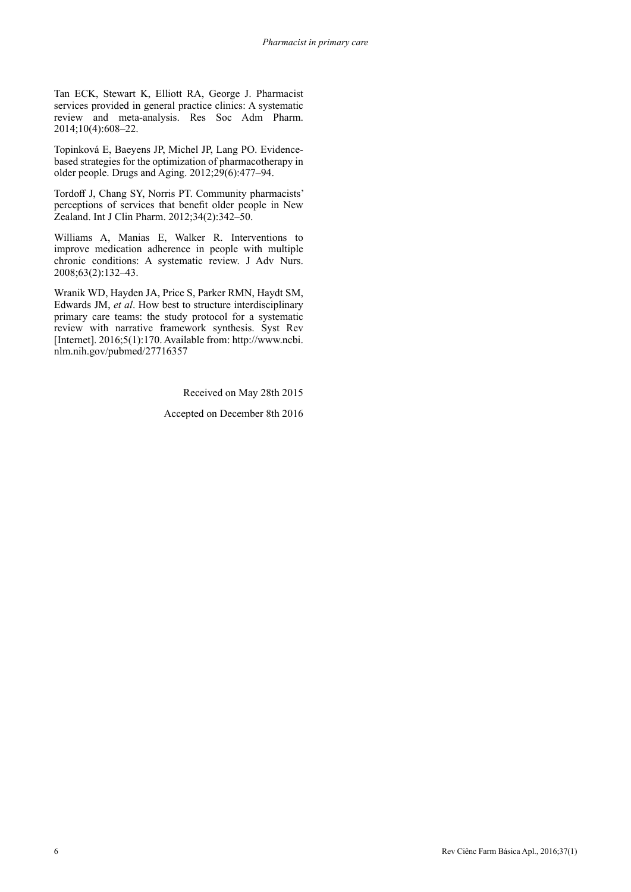Tan ECK, Stewart K, Elliott RA, George J. Pharmacist services provided in general practice clinics: A systematic review and meta-analysis. Res Soc Adm Pharm. 2014;10(4):608–22.

Topinková E, Baeyens JP, Michel JP, Lang PO. Evidence-based strategies for the optimization of pharmacotherapy in older people. Drugs and Aging. 2012;29(6):477–94.

Tordoff J, Chang SY, Norris PT. Community pharmacists' perceptions of services that benefit older people in New Zealand. Int J Clin Pharm. 2012;34(2):342–50.

Williams A, Manias E, Walker R. Interventions to improve medication adherence in people with multiple chronic conditions: A systematic review. J Adv Nurs. 2008;63(2):132–43.

Wranik WD, Hayden JA, Price S, Parker RMN, Haydt SM, Edwards JM, *et al*. How best to structure interdisciplinary primary care teams: the study protocol for a systematic review with narrative framework synthesis. Syst Rev [Internet]. 2016;5(1):170. Available from: http://www.ncbi.nlm.nih.gov/pubmed/27716357

Received on May 28th 2015

Accepted on December 8th 2016